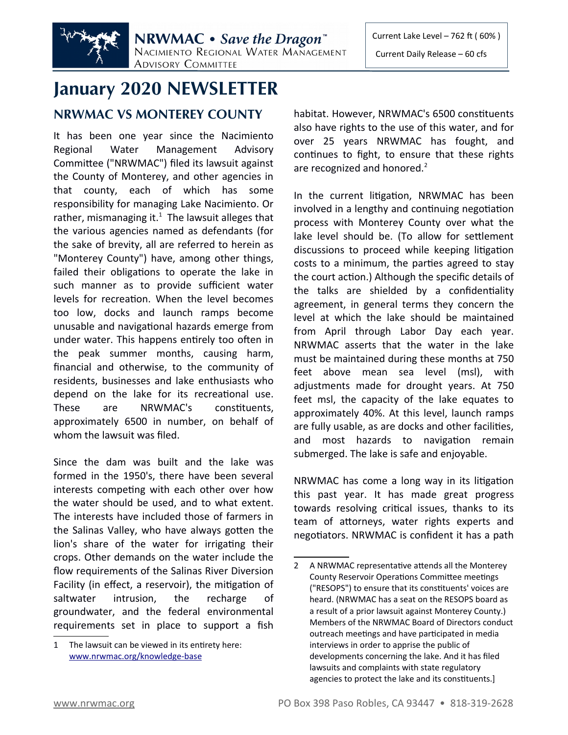**NRWMAC • *Save the Dragon*™**
NACIMIENTO REGIONAL WATER MANAGEMENT ADVISORY COMMITTEE

Current Lake Level – 762 ft ( 60% )
Current Daily Release – 60 cfs

# January 2020 NEWSLETTER

## NRWMAC VS MONTEREY COUNTY

It has been one year since the Nacimiento Regional Water Management Advisory Committee ("NRWMAC") filed its lawsuit against the County of Monterey, and other agencies in that county, each of which has some responsibility for managing Lake Nacimiento. Or rather, mismanaging it.[1] The lawsuit alleges that the various agencies named as defendants (for the sake of brevity, all are referred to herein as "Monterey County") have, among other things, failed their obligations to operate the lake in such manner as to provide sufficient water levels for recreation. When the level becomes too low, docks and launch ramps become unusable and navigational hazards emerge from under water. This happens entirely too often in the peak summer months, causing harm, financial and otherwise, to the community of residents, businesses and lake enthusiasts who depend on the lake for its recreational use. These are NRWMAC's constituents, approximately 6500 in number, on behalf of whom the lawsuit was filed.

Since the dam was built and the lake was formed in the 1950's, there have been several interests competing with each other over how the water should be used, and to what extent. The interests have included those of farmers in the Salinas Valley, who have always gotten the lion's share of the water for irrigating their crops. Other demands on the water include the flow requirements of the Salinas River Diversion Facility (in effect, a reservoir), the mitigation of saltwater intrusion, the recharge of groundwater, and the federal environmental requirements set in place to support a fish habitat. However, NRWMAC's 6500 constituents also have rights to the use of this water, and for over 25 years NRWMAC has fought, and continues to fight, to ensure that these rights are recognized and honored.[2]

In the current litigation, NRWMAC has been involved in a lengthy and continuing negotiation process with Monterey County over what the lake level should be. (To allow for settlement discussions to proceed while keeping litigation costs to a minimum, the parties agreed to stay the court action.) Although the specific details of the talks are shielded by a confidentiality agreement, in general terms they concern the level at which the lake should be maintained from April through Labor Day each year. NRWMAC asserts that the water in the lake must be maintained during these months at 750 feet above mean sea level (msl), with adjustments made for drought years. At 750 feet msl, the capacity of the lake equates to approximately 40%. At this level, launch ramps are fully usable, as are docks and other facilities, and most hazards to navigation remain submerged. The lake is safe and enjoyable.

NRWMAC has come a long way in its litigation this past year. It has made great progress towards resolving critical issues, thanks to its team of attorneys, water rights experts and negotiators. NRWMAC is confident it has a path

---

1 The lawsuit can be viewed in its entirety here: www.nrwmac.org/knowledge-base

2 A NRWMAC representative attends all the Monterey County Reservoir Operations Committee meetings ("RESOPS") to ensure that its constituents' voices are heard. (NRWMAC has a seat on the RESOPS board as a result of a prior lawsuit against Monterey County.) Members of the NRWMAC Board of Directors conduct outreach meetings and have participated in media interviews in order to apprise the public of developments concerning the lake. And it has filed lawsuits and complaints with state regulatory agencies to protect the lake and its constituents.]

www.nrwmac.org    PO Box 398 Paso Robles, CA 93447 • 818-319-2628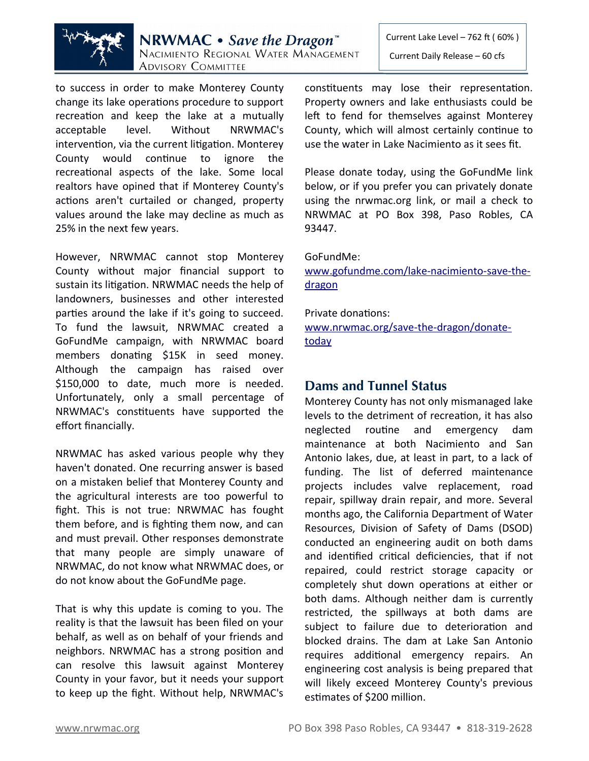to success in order to make Monterey County change its lake operations procedure to support recreation and keep the lake at a mutually acceptable level. Without NRWMAC's intervention, via the current litigation. Monterey County would continue to ignore the recreational aspects of the lake. Some local realtors have opined that if Monterey County's actions aren't curtailed or changed, property values around the lake may decline as much as 25% in the next few years.

However, NRWMAC cannot stop Monterey County without major financial support to sustain its litigation. NRWMAC needs the help of landowners, businesses and other interested parties around the lake if it's going to succeed. To fund the lawsuit, NRWMAC created a GoFundMe campaign, with NRWMAC board members donating $15K in seed money. Although the campaign has raised over $150,000 to date, much more is needed. Unfortunately, only a small percentage of NRWMAC's constituents have supported the effort financially.

NRWMAC has asked various people why they haven't donated. One recurring answer is based on a mistaken belief that Monterey County and the agricultural interests are too powerful to fight. This is not true: NRWMAC has fought them before, and is fighting them now, and can and must prevail. Other responses demonstrate that many people are simply unaware of NRWMAC, do not know what NRWMAC does, or do not know about the GoFundMe page.

That is why this update is coming to you. The reality is that the lawsuit has been filed on your behalf, as well as on behalf of your friends and neighbors. NRWMAC has a strong position and can resolve this lawsuit against Monterey County in your favor, but it needs your support to keep up the fight. Without help, NRWMAC's constituents may lose their representation. Property owners and lake enthusiasts could be left to fend for themselves against Monterey County, which will almost certainly continue to use the water in Lake Nacimiento as it sees fit.

Please donate today, using the GoFundMe link below, or if you prefer you can privately donate using the nrwmac.org link, or mail a check to NRWMAC at PO Box 398, Paso Robles, CA 93447.

GoFundMe:
[www.gofundme.com/lake-nacimiento-save-the-dragon](www.gofundme.com/lake-nacimiento-save-the-dragon)

Private donations:
[www.nrwmac.org/save-the-dragon/donate-today](www.nrwmac.org/save-the-dragon/donate-today)

## Dams and Tunnel Status

Monterey County has not only mismanaged lake levels to the detriment of recreation, it has also neglected routine and emergency dam maintenance at both Nacimiento and San Antonio lakes, due, at least in part, to a lack of funding. The list of deferred maintenance projects includes valve replacement, road repair, spillway drain repair, and more. Several months ago, the California Department of Water Resources, Division of Safety of Dams (DSOD) conducted an engineering audit on both dams and identified critical deficiencies, that if not repaired, could restrict storage capacity or completely shut down operations at either or both dams. Although neither dam is currently restricted, the spillways at both dams are subject to failure due to deterioration and blocked drains. The dam at Lake San Antonio requires additional emergency repairs. An engineering cost analysis is being prepared that will likely exceed Monterey County's previous estimates of $200 million.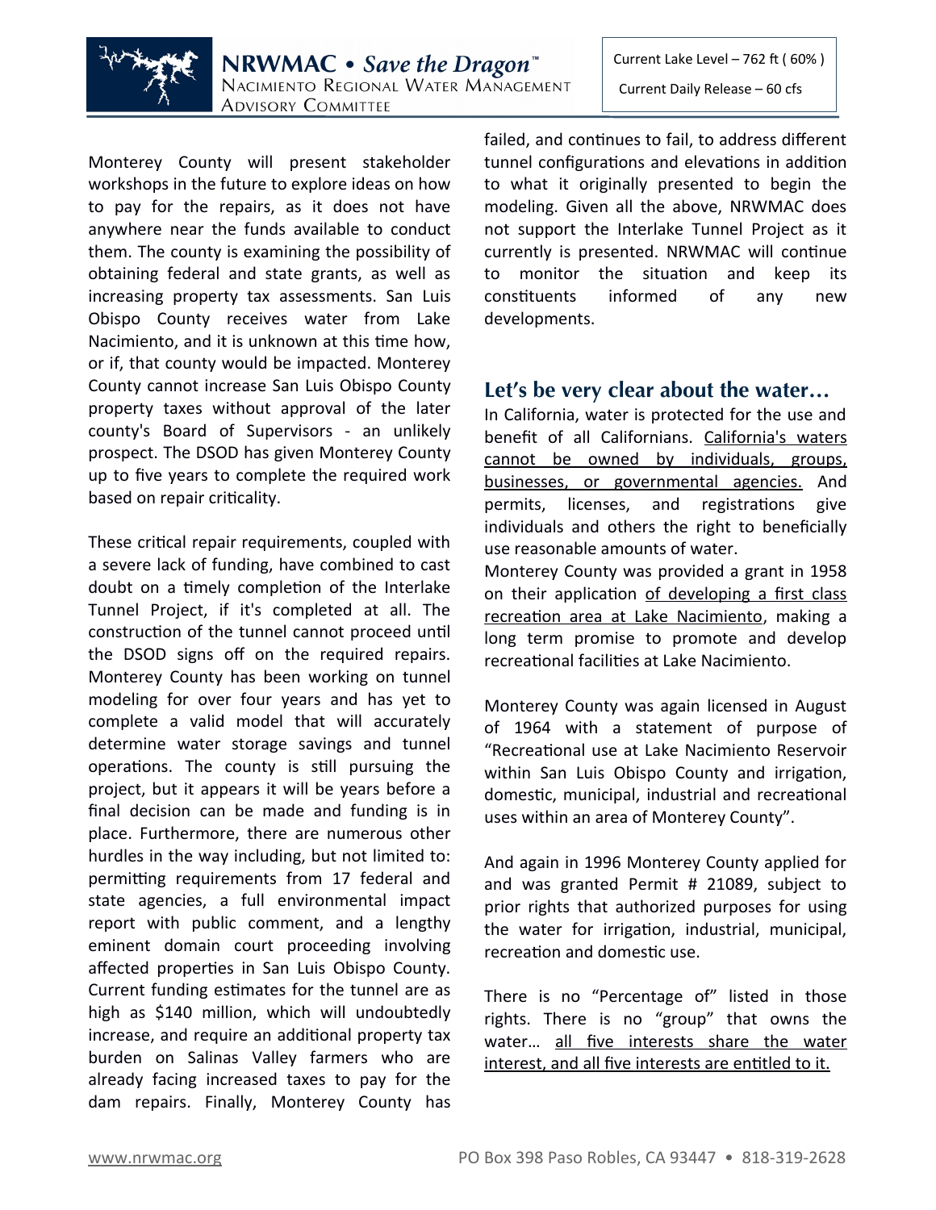Current Lake Level – 762 ft ( 60% )

Current Daily Release – 60 cfs

Monterey County will present stakeholder workshops in the future to explore ideas on how to pay for the repairs, as it does not have anywhere near the funds available to conduct them. The county is examining the possibility of obtaining federal and state grants, as well as increasing property tax assessments. San Luis Obispo County receives water from Lake Nacimiento, and it is unknown at this time how, or if, that county would be impacted. Monterey County cannot increase San Luis Obispo County property taxes without approval of the later county's Board of Supervisors - an unlikely prospect. The DSOD has given Monterey County up to five years to complete the required work based on repair criticality.

These critical repair requirements, coupled with a severe lack of funding, have combined to cast doubt on a timely completion of the Interlake Tunnel Project, if it's completed at all. The construction of the tunnel cannot proceed until the DSOD signs off on the required repairs. Monterey County has been working on tunnel modeling for over four years and has yet to complete a valid model that will accurately determine water storage savings and tunnel operations. The county is still pursuing the project, but it appears it will be years before a final decision can be made and funding is in place. Furthermore, there are numerous other hurdles in the way including, but not limited to: permitting requirements from 17 federal and state agencies, a full environmental impact report with public comment, and a lengthy eminent domain court proceeding involving affected properties in San Luis Obispo County. Current funding estimates for the tunnel are as high as $140 million, which will undoubtedly increase, and require an additional property tax burden on Salinas Valley farmers who are already facing increased taxes to pay for the dam repairs. Finally, Monterey County has failed, and continues to fail, to address different tunnel configurations and elevations in addition to what it originally presented to begin the modeling. Given all the above, NRWMAC does not support the Interlake Tunnel Project as it currently is presented. NRWMAC will continue to monitor the situation and keep its constituents informed of any new developments.

## Let's be very clear about the water…

In California, water is protected for the use and benefit of all Californians. California's waters cannot be owned by individuals, groups, businesses, or governmental agencies. And permits, licenses, and registrations give individuals and others the right to beneficially use reasonable amounts of water.

Monterey County was provided a grant in 1958 on their application of developing a first class recreation area at Lake Nacimiento, making a long term promise to promote and develop recreational facilities at Lake Nacimiento.

Monterey County was again licensed in August of 1964 with a statement of purpose of "Recreational use at Lake Nacimiento Reservoir within San Luis Obispo County and irrigation, domestic, municipal, industrial and recreational uses within an area of Monterey County".

And again in 1996 Monterey County applied for and was granted Permit # 21089, subject to prior rights that authorized purposes for using the water for irrigation, industrial, municipal, recreation and domestic use.

There is no "Percentage of" listed in those rights. There is no "group" that owns the water… all five interests share the water interest, and all five interests are entitled to it.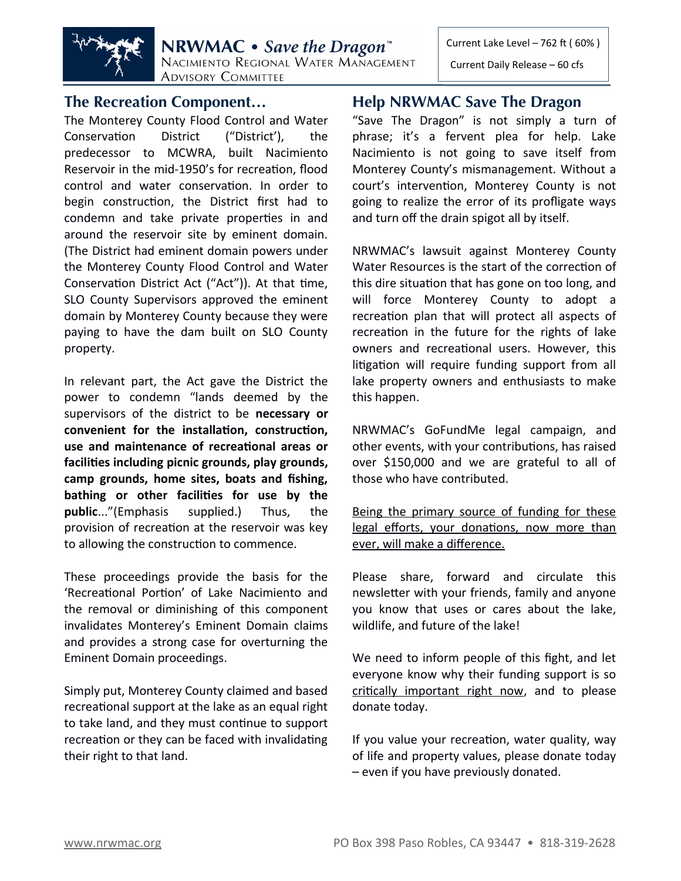**NRWMAC • *Save the Dragon*™**
Nacimiento Regional Water Management Advisory Committee

Current Lake Level – 762 ft ( 60% )

Current Daily Release – 60 cfs

## The Recreation Component…

The Monterey County Flood Control and Water Conservation District ("District'), the predecessor to MCWRA, built Nacimiento Reservoir in the mid-1950's for recreation, flood control and water conservation. In order to begin construction, the District first had to condemn and take private properties in and around the reservoir site by eminent domain. (The District had eminent domain powers under the Monterey County Flood Control and Water Conservation District Act ("Act")). At that time, SLO County Supervisors approved the eminent domain by Monterey County because they were paying to have the dam built on SLO County property.

In relevant part, the Act gave the District the power to condemn "lands deemed by the supervisors of the district to be **necessary or convenient for the installation, construction, use and maintenance of recreational areas or facilities including picnic grounds, play grounds, camp grounds, home sites, boats and fishing, bathing or other facilities for use by the public**..."(Emphasis supplied.) Thus, the provision of recreation at the reservoir was key to allowing the construction to commence.

These proceedings provide the basis for the 'Recreational Portion' of Lake Nacimiento and the removal or diminishing of this component invalidates Monterey's Eminent Domain claims and provides a strong case for overturning the Eminent Domain proceedings.

Simply put, Monterey County claimed and based recreational support at the lake as an equal right to take land, and they must continue to support recreation or they can be faced with invalidating their right to that land.

## Help NRWMAC Save The Dragon

"Save The Dragon" is not simply a turn of phrase; it's a fervent plea for help. Lake Nacimiento is not going to save itself from Monterey County's mismanagement. Without a court's intervention, Monterey County is not going to realize the error of its profligate ways and turn off the drain spigot all by itself.

NRWMAC's lawsuit against Monterey County Water Resources is the start of the correction of this dire situation that has gone on too long, and will force Monterey County to adopt a recreation plan that will protect all aspects of recreation in the future for the rights of lake owners and recreational users. However, this litigation will require funding support from all lake property owners and enthusiasts to make this happen.

NRWMAC's GoFundMe legal campaign, and other events, with your contributions, has raised over $150,000 and we are grateful to all of those who have contributed.

<u>Being the primary source of funding for these legal efforts, your donations, now more than ever, will make a difference.</u>

Please share, forward and circulate this newsletter with your friends, family and anyone you know that uses or cares about the lake, wildlife, and future of the lake!

We need to inform people of this fight, and let everyone know why their funding support is so <u>critically important right now</u>, and to please donate today.

If you value your recreation, water quality, way of life and property values, please donate today – even if you have previously donated.

www.nrwmac.org PO Box 398 Paso Robles, CA 93447 • 818-319-2628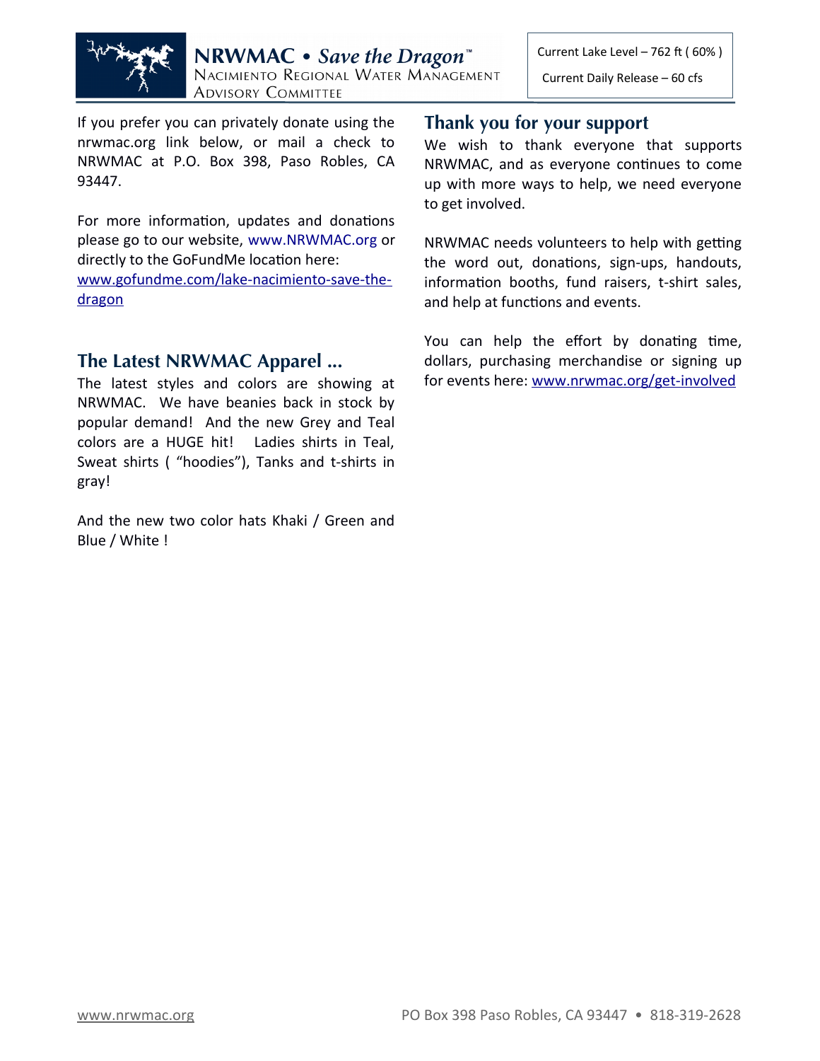If you prefer you can privately donate using the nrwmac.org link below, or mail a check to NRWMAC at P.O. Box 398, Paso Robles, CA 93447.

For more information, updates and donations please go to our website, www.NRWMAC.org or directly to the GoFundMe location here: www.gofundme.com/lake-nacimiento-save-the-dragon

## The Latest NRWMAC Apparel ...

The latest styles and colors are showing at NRWMAC. We have beanies back in stock by popular demand! And the new Grey and Teal colors are a HUGE hit! Ladies shirts in Teal, Sweat shirts ( "hoodies"), Tanks and t-shirts in gray!

And the new two color hats Khaki / Green and Blue / White !

## Thank you for your support

We wish to thank everyone that supports NRWMAC, and as everyone continues to come up with more ways to help, we need everyone to get involved.

NRWMAC needs volunteers to help with getting the word out, donations, sign-ups, handouts, information booths, fund raisers, t-shirt sales, and help at functions and events.

You can help the effort by donating time, dollars, purchasing merchandise or signing up for events here: www.nrwmac.org/get-involved